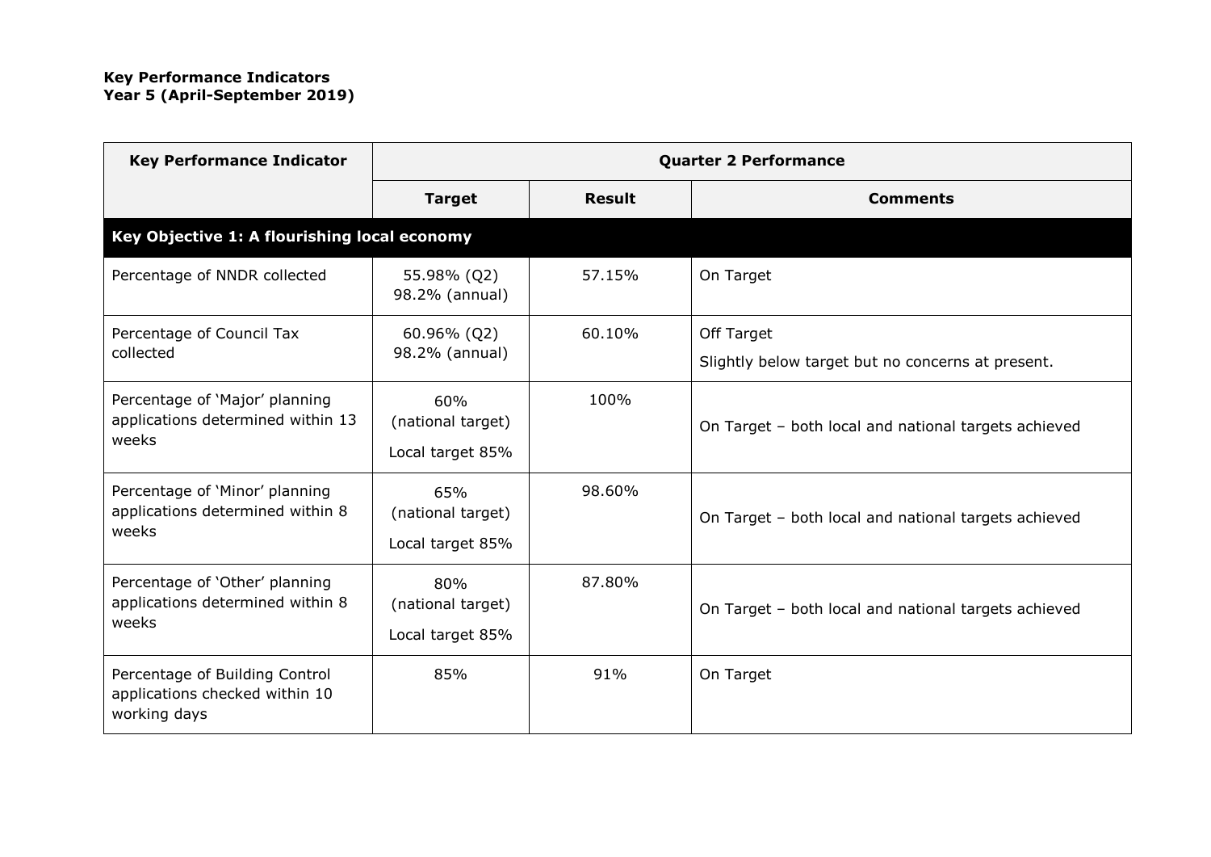**Key Performance Indicators**
**Year 5 (April-September 2019)**

| Key Performance Indicator | Quarter 2 Performance | | |
|---|---|---|---|
| | **Target** | **Result** | **Comments** |
| **Key Objective 1: A flourishing local economy** | | | |
| Percentage of NNDR collected | 55.98% (Q2)<br>98.2% (annual) | 57.15% | On Target |
| Percentage of Council Tax collected | 60.96% (Q2)<br>98.2% (annual) | 60.10% | Off Target<br>Slightly below target but no concerns at present. |
| Percentage of 'Major' planning applications determined within 13 weeks | 60%<br>(national target)<br>Local target 85% | 100% | On Target – both local and national targets achieved |
| Percentage of 'Minor' planning applications determined within 8 weeks | 65%<br>(national target)<br>Local target 85% | 98.60% | On Target – both local and national targets achieved |
| Percentage of 'Other' planning applications determined within 8 weeks | 80%<br>(national target)<br>Local target 85% | 87.80% | On Target – both local and national targets achieved |
| Percentage of Building Control applications checked within 10 working days | 85% | 91% | On Target |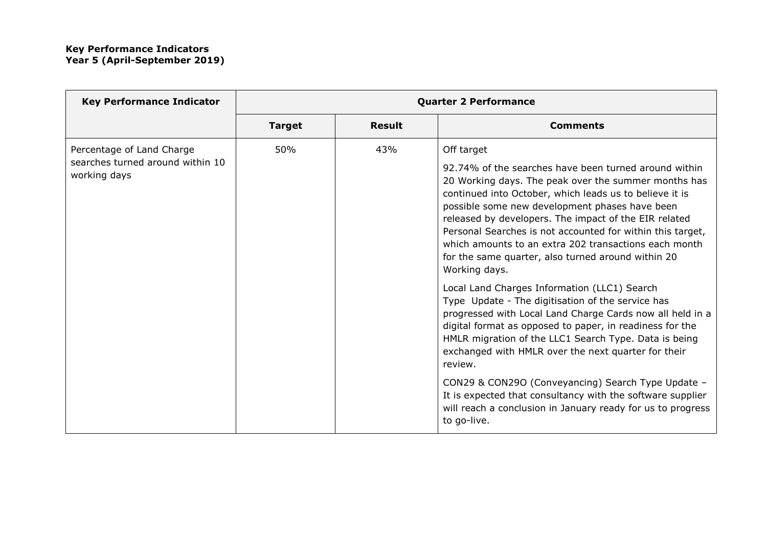**Key Performance Indicators**
**Year 5 (April-September 2019)**

| Key Performance Indicator | Quarter 2 Performance | | |
|---|---|---|---|
| | **Target** | **Result** | **Comments** |
| Percentage of Land Charge searches turned around within 10 working days | 50% | 43% | Off target<br><br>92.74% of the searches have been turned around within 20 Working days. The peak over the summer months has continued into October, which leads us to believe it is possible some new development phases have been released by developers. The impact of the EIR related Personal Searches is not accounted for within this target, which amounts to an extra 202 transactions each month for the same quarter, also turned around within 20 Working days.<br><br>Local Land Charges Information (LLC1) Search Type Update - The digitisation of the service has progressed with Local Land Charge Cards now all held in a digital format as opposed to paper, in readiness for the HMLR migration of the LLC1 Search Type. Data is being exchanged with HMLR over the next quarter for their review.<br><br>CON29 & CON29O (Conveyancing) Search Type Update – It is expected that consultancy with the software supplier will reach a conclusion in January ready for us to progress to go-live. |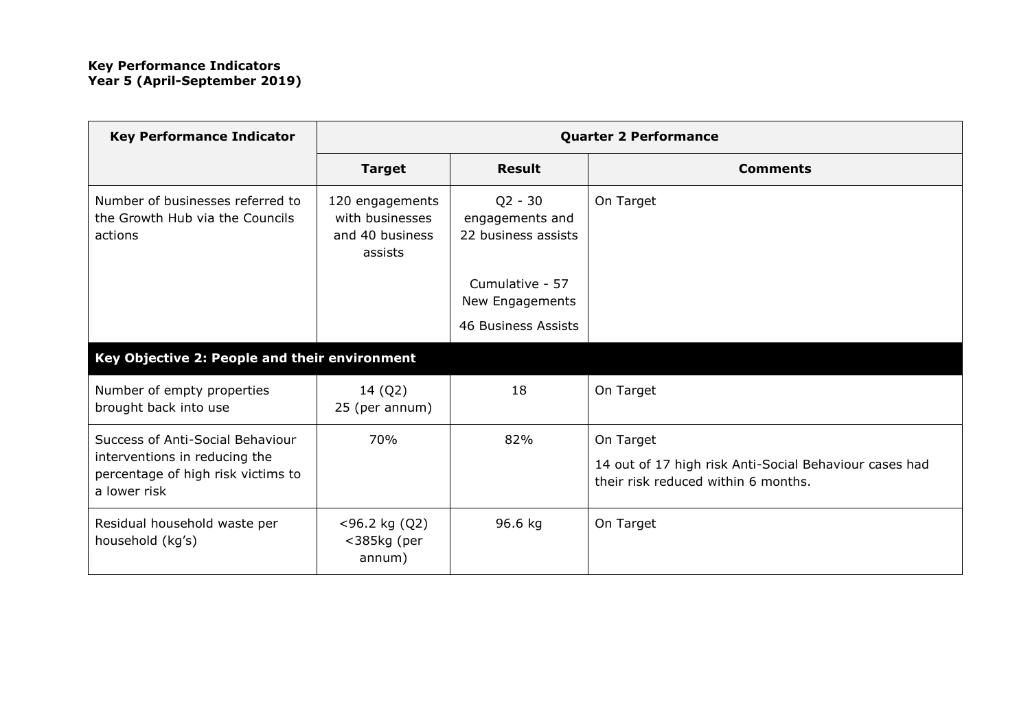**Key Performance Indicators**
**Year 5 (April-September 2019)**

| Key Performance Indicator | Quarter 2 Performance | | |
|---|---|---|---|
| | **Target** | **Result** | **Comments** |
| Number of businesses referred to the Growth Hub via the Councils actions | 120 engagements with businesses and 40 business assists | Q2 - 30 engagements and 22 business assists<br><br>Cumulative - 57 New Engagements<br><br>46 Business Assists | On Target |
| **Key Objective 2: People and their environment** | | | |
| Number of empty properties brought back into use | 14 (Q2)<br>25 (per annum) | 18 | On Target |
| Success of Anti-Social Behaviour interventions in reducing the percentage of high risk victims to a lower risk | 70% | 82% | On Target<br><br>14 out of 17 high risk Anti-Social Behaviour cases had their risk reduced within 6 months. |
| Residual household waste per household (kg's) | <96.2 kg (Q2)<br><385kg (per annum) | 96.6 kg | On Target |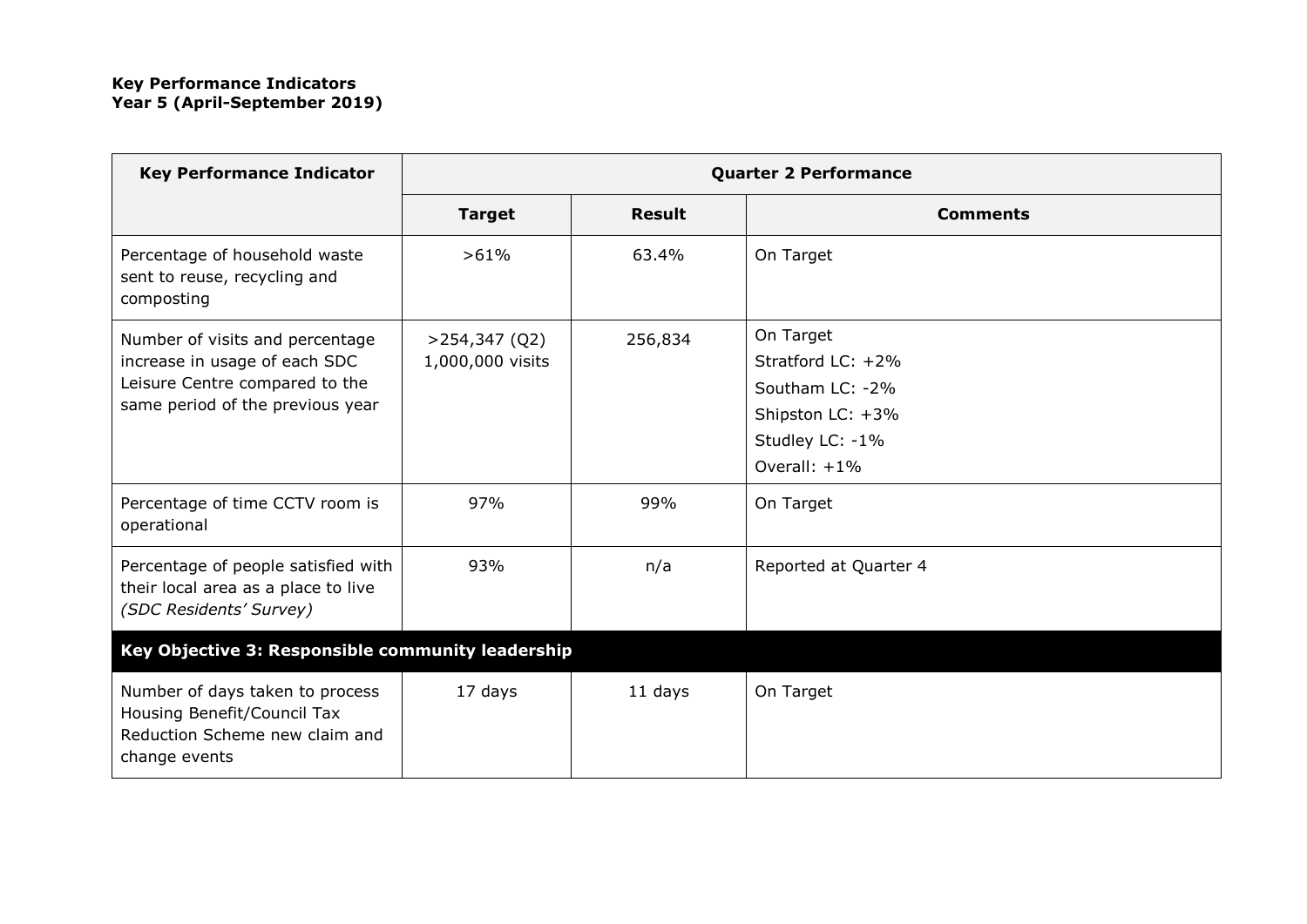**Key Performance Indicators**
**Year 5 (April-September 2019)**

| Key Performance Indicator | Quarter 2 Performance | | |
|---|---|---|---|
| | **Target** | **Result** | **Comments** |
| Percentage of household waste sent to reuse, recycling and composting | >61% | 63.4% | On Target |
| Number of visits and percentage increase in usage of each SDC Leisure Centre compared to the same period of the previous year | >254,347 (Q2)<br>1,000,000 visits | 256,834 | On Target<br>Stratford LC: +2%<br>Southam LC: -2%<br>Shipston LC: +3%<br>Studley LC: -1%<br>Overall: +1% |
| Percentage of time CCTV room is operational | 97% | 99% | On Target |
| Percentage of people satisfied with their local area as a place to live *(SDC Residents' Survey)* | 93% | n/a | Reported at Quarter 4 |
| **Key Objective 3: Responsible community leadership** | | | |
| Number of days taken to process Housing Benefit/Council Tax Reduction Scheme new claim and change events | 17 days | 11 days | On Target |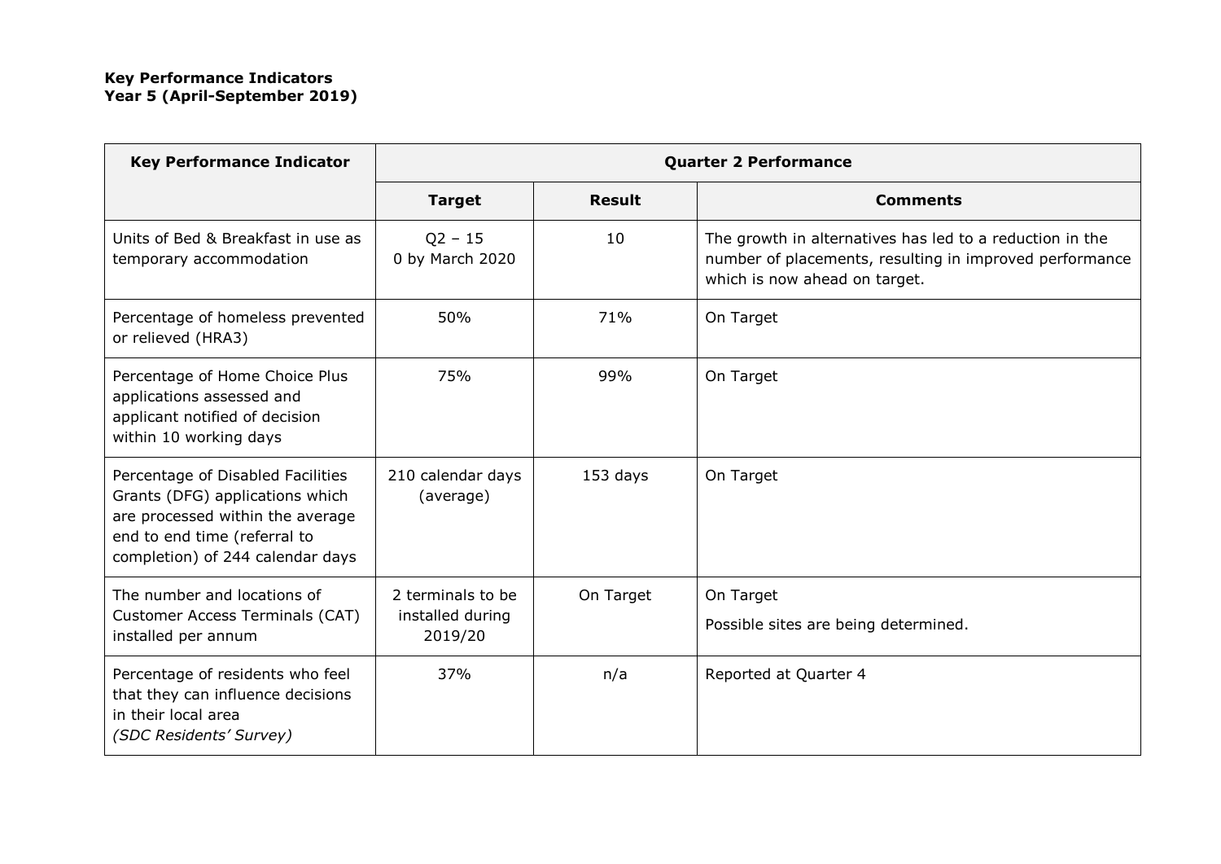**Key Performance Indicators**
**Year 5 (April-September 2019)**

| Key Performance Indicator | Quarter 2 Performance | | |
|---|---|---|---|
| | **Target** | **Result** | **Comments** |
| Units of Bed & Breakfast in use as temporary accommodation | Q2 – 15<br>0 by March 2020 | 10 | The growth in alternatives has led to a reduction in the number of placements, resulting in improved performance which is now ahead on target. |
| Percentage of homeless prevented or relieved (HRA3) | 50% | 71% | On Target |
| Percentage of Home Choice Plus applications assessed and applicant notified of decision within 10 working days | 75% | 99% | On Target |
| Percentage of Disabled Facilities Grants (DFG) applications which are processed within the average end to end time (referral to completion) of 244 calendar days | 210 calendar days (average) | 153 days | On Target |
| The number and locations of Customer Access Terminals (CAT) installed per annum | 2 terminals to be installed during 2019/20 | On Target | On Target<br>Possible sites are being determined. |
| Percentage of residents who feel that they can influence decisions in their local area<br>*(SDC Residents' Survey)* | 37% | n/a | Reported at Quarter 4 |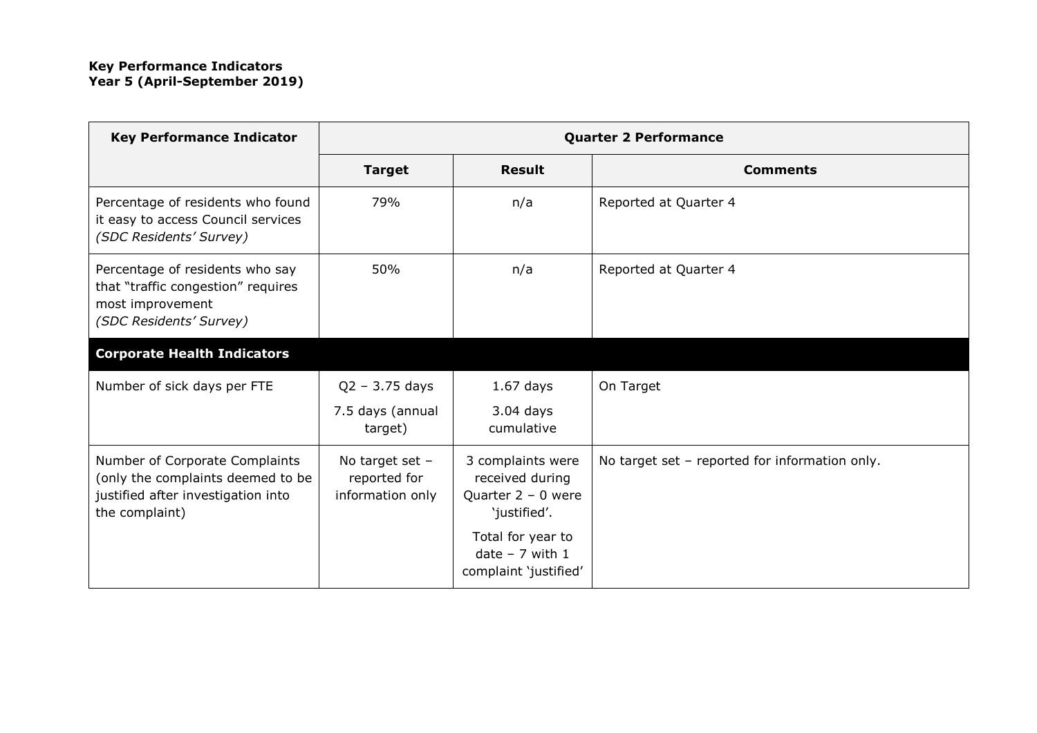**Key Performance Indicators**
**Year 5 (April-September 2019)**

| Key Performance Indicator | Quarter 2 Performance | | |
|---|---|---|---|
| | **Target** | **Result** | **Comments** |
| Percentage of residents who found it easy to access Council services *(SDC Residents' Survey)* | 79% | n/a | Reported at Quarter 4 |
| Percentage of residents who say that "traffic congestion" requires most improvement *(SDC Residents' Survey)* | 50% | n/a | Reported at Quarter 4 |
| **Corporate Health Indicators** | | | |
| Number of sick days per FTE | Q2 – 3.75 days<br>7.5 days (annual target) | 1.67 days<br>3.04 days cumulative | On Target |
| Number of Corporate Complaints (only the complaints deemed to be justified after investigation into the complaint) | No target set – reported for information only | 3 complaints were received during Quarter 2 – 0 were 'justified'.<br>Total for year to date – 7 with 1 complaint 'justified' | No target set – reported for information only. |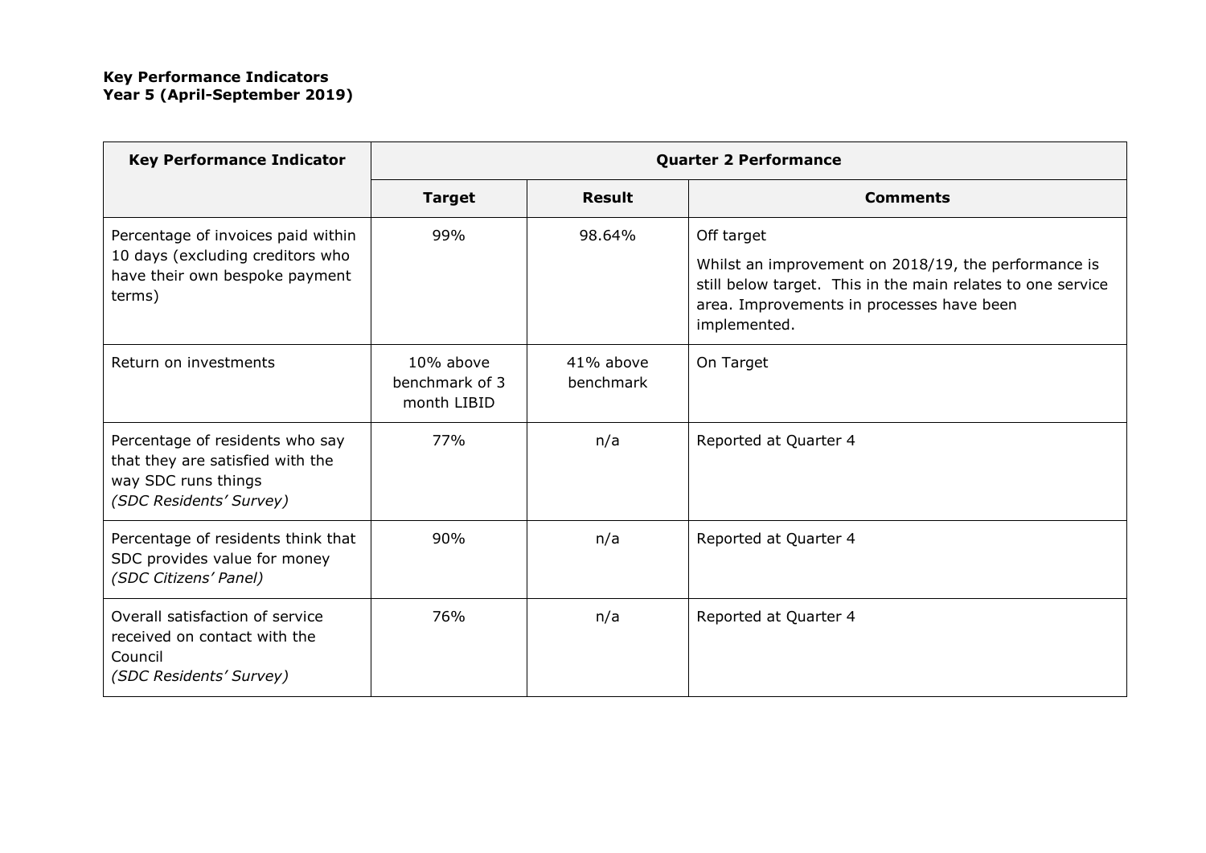**Key Performance Indicators**
**Year 5 (April-September 2019)**

| Key Performance Indicator | Quarter 2 Performance | | |
|---|---|---|---|
| | **Target** | **Result** | **Comments** |
| Percentage of invoices paid within 10 days (excluding creditors who have their own bespoke payment terms) | 99% | 98.64% | Off target<br><br>Whilst an improvement on 2018/19, the performance is still below target. This in the main relates to one service area. Improvements in processes have been implemented. |
| Return on investments | 10% above benchmark of 3 month LIBID | 41% above benchmark | On Target |
| Percentage of residents who say that they are satisfied with the way SDC runs things *(SDC Residents' Survey)* | 77% | n/a | Reported at Quarter 4 |
| Percentage of residents think that SDC provides value for money *(SDC Citizens' Panel)* | 90% | n/a | Reported at Quarter 4 |
| Overall satisfaction of service received on contact with the Council *(SDC Residents' Survey)* | 76% | n/a | Reported at Quarter 4 |